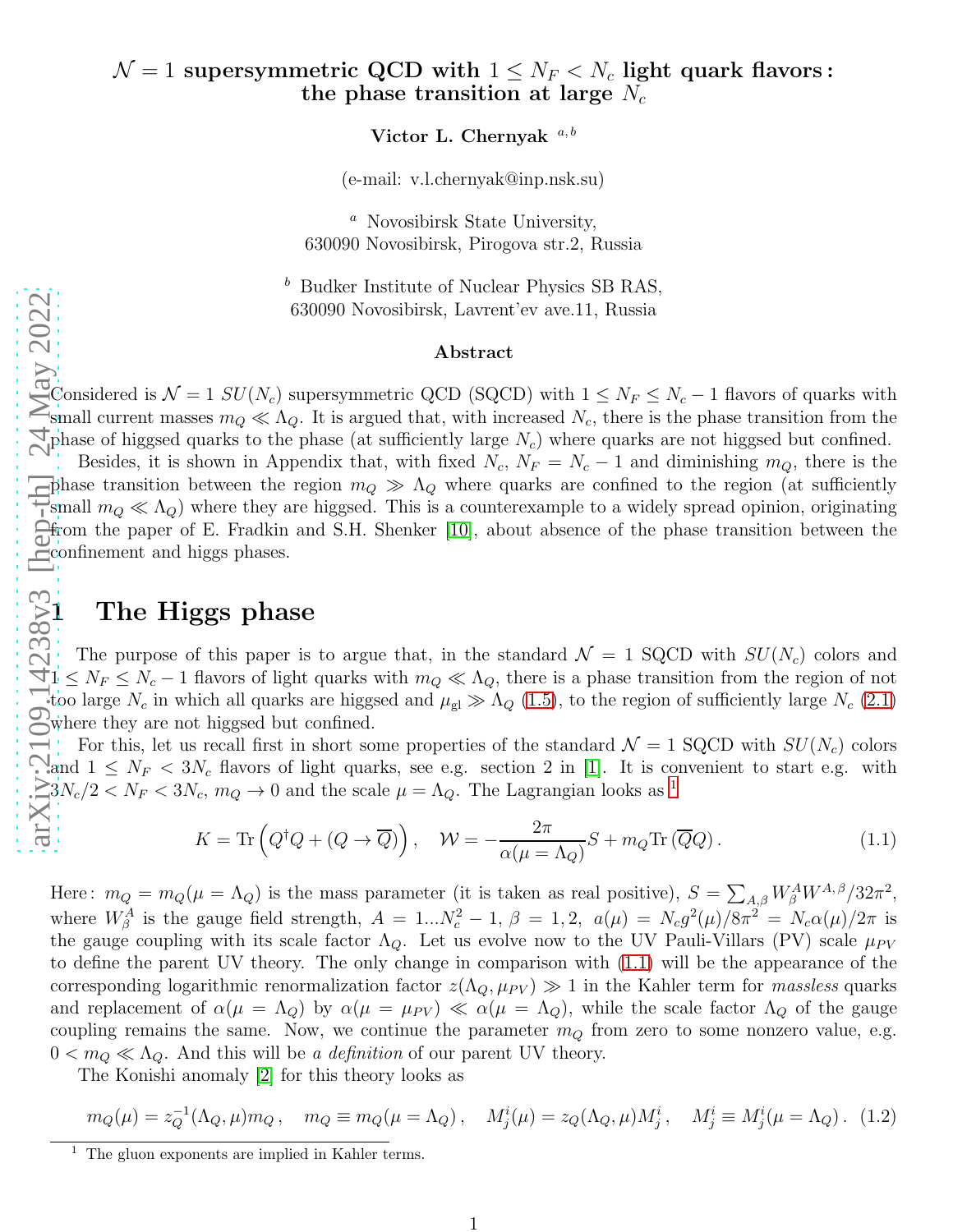# $\mathcal{N}=1$ supersymmetric QCD with $1 \le N_F < N_c$ light quark flavors: the phase transition at large $N_c$

**Victor L. Chernyak** [a,b]

(e-mail: v.l.chernyak@inp.nsk.su)

[a] Novosibirsk State University, 630090 Novosibirsk, Pirogova str.2, Russia

[b] Budker Institute of Nuclear Physics SB RAS, 630090 Novosibirsk, Lavrent'ev ave.11, Russia

## Abstract

Considered is $\mathcal{N}=1$ $SU(N_c)$ supersymmetric QCD (SQCD) with $1 \le N_F \le N_c - 1$ flavors of quarks with small current masses $m_Q \ll \Lambda_Q$. It is argued that, with increased $N_c$, there is the phase transition from the phase of higgsed quarks to the phase (at sufficiently large $N_c$) where quarks are not higgsed but confined.

Besides, it is shown in Appendix that, with fixed $N_c$, $N_F = N_c - 1$ and diminishing $m_Q$, there is the phase transition between the region $m_Q \gg \Lambda_Q$ where quarks are confined to the region (at sufficiently small $m_Q \ll \Lambda_Q$) where they are higgsed. This is a counterexample to a widely spread opinion, originating from the paper of E. Fradkin and S.H. Shenker [10], about absence of the phase transition between the confinement and higgs phases.

# 1 The Higgs phase

The purpose of this paper is to argue that, in the standard $\mathcal{N}=1$ SQCD with $SU(N_c)$ colors and $1 \le N_F \le N_c - 1$ flavors of light quarks with $m_Q \ll \Lambda_Q$, there is a phase transition from the region of not too large $N_c$ in which all quarks are higgsed and $\mu_{\rm gl} \gg \Lambda_Q$ (1.5), to the region of sufficiently large $N_c$ (2.1) where they are not higgsed but confined.

For this, let us recall first in short some properties of the standard $\mathcal{N}=1$ SQCD with $SU(N_c)$ colors and $1 \le N_F < 3N_c$ flavors of light quarks, see e.g. section 2 in [1]. It is convenient to start e.g. with $3N_c/2 < N_F < 3N_c$, $m_Q \to 0$ and the scale $\mu = \Lambda_Q$. The Lagrangian looks as [1]

$$K = {\rm Tr}\left(Q^{\dagger}Q + (Q \to \overline{Q})\right), \quad \mathcal{W} = -\frac{2\pi}{\alpha(\mu=\Lambda_Q)}S + m_Q {\rm Tr}\,(\overline{Q}Q)\,. \tag{1.1}$$

Here: $m_Q = m_Q(\mu = \Lambda_Q)$ is the mass parameter (it is taken as real positive), $S = \sum_{A,\beta} W^A_\beta W^{A,\beta}/32\pi^2$, where $W^A_\beta$ is the gauge field strength, $A = 1...N_c^2-1$, $\beta = 1, 2$, $a(\mu) = N_c g^2(\mu)/8\pi^2 = N_c\alpha(\mu)/2\pi$ is the gauge coupling with its scale factor $\Lambda_Q$. Let us evolve now to the UV Pauli-Villars (PV) scale $\mu_{PV}$ to define the parent UV theory. The only change in comparison with (1.1) will be the appearance of the corresponding logarithmic renormalization factor $z(\Lambda_Q, \mu_{PV}) \gg 1$ in the Kahler term for *massless* quarks and replacement of $\alpha(\mu = \Lambda_Q)$ by $\alpha(\mu = \mu_{PV}) \ll \alpha(\mu = \Lambda_Q)$, while the scale factor $\Lambda_Q$ of the gauge coupling remains the same. Now, we continue the parameter $m_Q$ from zero to some nonzero value, e.g. $0 < m_Q \ll \Lambda_Q$. And this will be *a definition* of our parent UV theory.

The Konishi anomaly [2] for this theory looks as

$$m_Q(\mu) = z_Q^{-1}(\Lambda_Q, \mu)m_Q\,, \quad m_Q \equiv m_Q(\mu = \Lambda_Q)\,, \quad M^i_j(\mu) = z_Q(\Lambda_Q, \mu)M^i_j\,, \quad M^i_j \equiv M^i_j(\mu = \Lambda_Q)\,. \tag{1.2}$$

[1] The gluon exponents are implied in Kahler terms.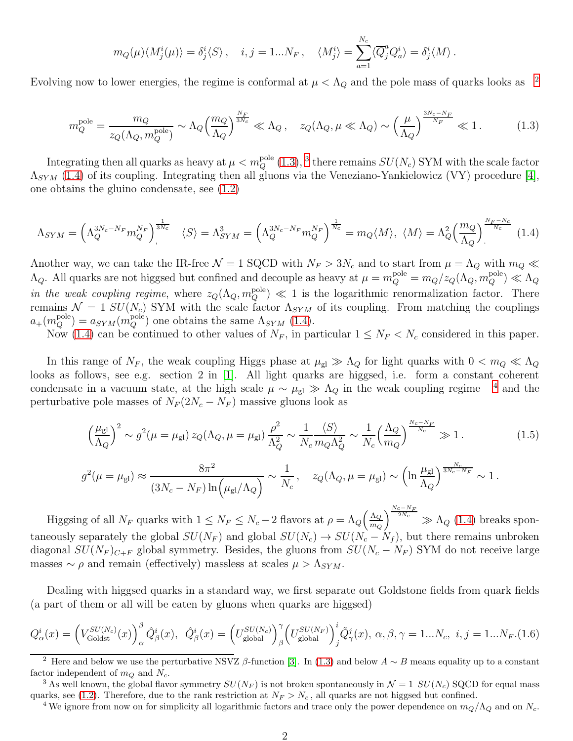$$m_Q(\mu)\langle M^i_j(\mu)\rangle = \delta^i_j\langle S\rangle\,, \quad i,j=1...N_F\,, \quad \langle M^i_j\rangle = \sum_{a=1}^{N_c}\langle \overline{Q}^a_j Q^i_a\rangle = \delta^i_j\langle M\rangle\,.$$

Evolving now to lower energies, the regime is conformal at $\mu < \Lambda_Q$ and the pole mass of quarks looks as [2]

$$m_Q^{\rm pole} = \frac{m_Q}{z_Q(\Lambda_Q, m_Q^{\rm pole})} \sim \Lambda_Q\Big(\frac{m_Q}{\Lambda_Q}\Big)^{\frac{N_F}{3N_c}} \ll \Lambda_Q\,, \quad z_Q(\Lambda_Q, \mu\ll\Lambda_Q) \sim \Big(\frac{\mu}{\Lambda_Q}\Big)^{\frac{3N_c-N_F}{N_F}} \ll 1\,. \tag{1.3}$$

Integrating then all quarks as heavy at $\mu < m_Q^{\rm pole}$ (1.3), [3] there remains $SU(N_c)$ SYM with the scale factor $\Lambda_{SYM}$ (1.4) of its coupling. Integrating then all gluons via the Veneziano-Yankielowicz (VY) procedure [4], one obtains the gluino condensate, see (1.2)

$$\Lambda_{SYM} = \Big(\Lambda_Q^{3N_c-N_F} m_Q^{N_F}\Big)^{\frac{1}{3N_c}}, \quad \langle S\rangle = \Lambda^3_{SYM} = \Big(\Lambda_Q^{3N_c-N_F} m_Q^{N_F}\Big)^{\frac{1}{N_c}} = m_Q\langle M\rangle,\ \langle M\rangle = \Lambda_Q^2\Big(\frac{m_Q}{\Lambda_Q}\Big)^{\frac{N_F-N_c}{N_c}}. \tag{1.4}$$

Another way, we can take the IR-free $\mathcal{N}=1$ SQCD with $N_F > 3N_c$ and to start from $\mu=\Lambda_Q$ with $m_Q \ll \Lambda_Q$. All quarks are not higgsed but confined and decouple as heavy at $\mu = m_Q^{\rm pole} = m_Q/z_Q(\Lambda_Q, m_Q^{\rm pole}) \ll \Lambda_Q$ *in the weak coupling regime,* where $z_Q(\Lambda_Q, m_Q^{\rm pole}) \ll 1$ is the logarithmic renormalization factor. There remains $\mathcal{N}=1$ $SU(N_c)$ SYM with the scale factor $\Lambda_{SYM}$ of its coupling. From matching the couplings $a_+(m_Q^{\rm pole}) = a_{SYM}(m_Q^{\rm pole})$ one obtains the same $\Lambda_{SYM}$ (1.4).

Now (1.4) can be continued to other values of $N_F$, in particular $1 \leq N_F < N_c$ considered in this paper.

In this range of $N_F$, the weak coupling Higgs phase at $\mu_{\rm gl} \gg \Lambda_Q$ for light quarks with $0 < m_Q \ll \Lambda_Q$ looks as follows, see e.g. section 2 in [1]. All light quarks are higgsed, i.e. form a constant coherent condensate in a vacuum state, at the high scale $\mu \sim \mu_{\rm gl} \gg \Lambda_Q$ in the weak coupling regime [4] and the perturbative pole masses of $N_F(2N_c - N_F)$ massive gluons look as

$$\Big(\frac{\mu_{\rm gl}}{\Lambda_Q}\Big)^2 \sim g^2(\mu=\mu_{\rm gl})\, z_Q(\Lambda_Q, \mu=\mu_{\rm gl})\,\frac{\rho^2}{\Lambda_Q^2} \sim \frac{1}{N_c}\frac{\langle S\rangle}{m_Q\Lambda_Q^2} \sim \frac{1}{N_c}\Big(\frac{\Lambda_Q}{m_Q}\Big)^{\frac{N_c-N_F}{N_c}} \gg 1\,. \tag{1.5}$$

$$g^2(\mu=\mu_{\rm gl}) \approx \frac{8\pi^2}{(3N_c-N_F)\ln\Big(\mu_{\rm gl}/\Lambda_Q\Big)} \sim \frac{1}{N_c}\,, \quad z_Q(\Lambda_Q, \mu=\mu_{\rm gl}) \sim \Big(\ln\frac{\mu_{\rm gl}}{\Lambda_Q}\Big)^{\frac{N_c}{3N_c-N_F}} \sim 1\,.$$

Higgsing of all $N_F$ quarks with $1 \leq N_F \leq N_c - 2$ flavors at $\rho = \Lambda_Q\Big(\frac{\Lambda_Q}{m_Q}\Big)^{\frac{N_c-N_F}{2N_c}} \gg \Lambda_Q$ (1.4) breaks spontaneously separately the global $SU(N_F)$ and global $SU(N_c) \to SU(N_c - N_f)$, but there remains unbroken diagonal $SU(N_F)_{C+F}$ global symmetry. Besides, the gluons from $SU(N_c - N_F)$ SYM do not receive large masses $\sim \rho$ and remain (effectively) massless at scales $\mu > \Lambda_{SYM}$.

Dealing with higgsed quarks in a standard way, we first separate out Goldstone fields from quark fields (a part of them or all will be eaten by gluons when quarks are higgsed)

$$Q^i_\alpha(x) = \Big(V^{SU(N_c)}_{\rm Goldst}(x)\Big)^\beta_\alpha \hat{Q}^i_\beta(x),\ \ \hat{Q}^i_\beta(x) = \Big(U^{SU(N_c)}_{\rm global}\Big)^\gamma_\beta\Big(U^{SU(N_F)}_{\rm global}\Big)^i_j\tilde{Q}^j_\gamma(x),\ \alpha,\beta,\gamma = 1...N_c,\ i,j=1...N_F. \tag{1.6}$$

---

[2] Here and below we use the perturbative NSVZ $\beta$-function [3]. In (1.3) and below $A \sim B$ means equality up to a constant factor independent of $m_Q$ and $N_c$.

[3] As well known, the global flavor symmetry $SU(N_F)$ is not broken spontaneously in $\mathcal{N}=1$ $SU(N_c)$ SQCD for equal mass quarks, see (1.2). Therefore, due to the rank restriction at $N_F > N_c$, all quarks are not higgsed but confined.

[4] We ignore from now on for simplicity all logarithmic factors and trace only the power dependence on $m_Q/\Lambda_Q$ and on $N_c$.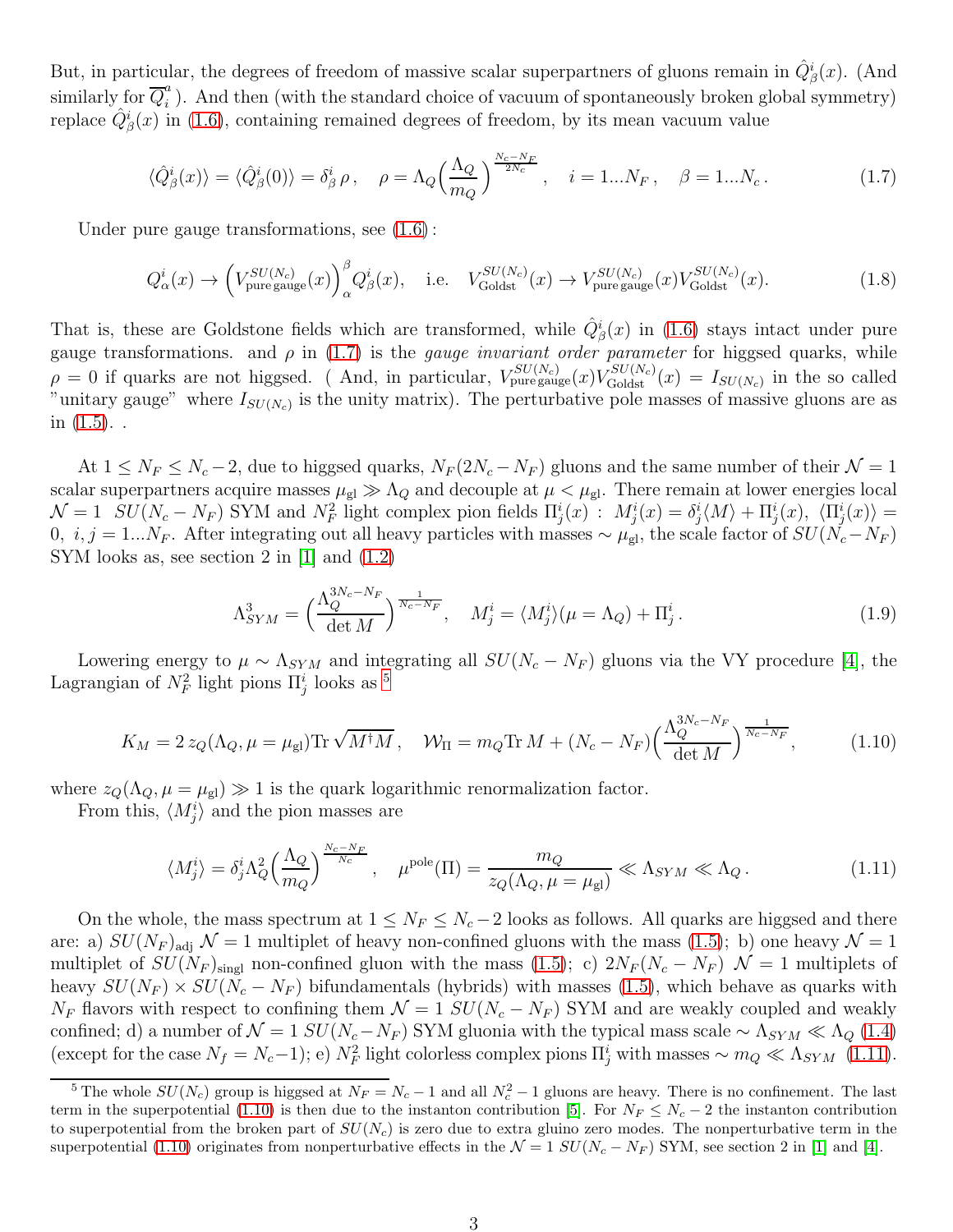But, in particular, the degrees of freedom of massive scalar superpartners of gluons remain in $\hat{Q}^i_\beta(x)$. (And similarly for $\overline{Q}^a_i$ ). And then (with the standard choice of vacuum of spontaneously broken global symmetry) replace $\hat{Q}^i_\beta(x)$ in (1.6), containing remained degrees of freedom, by its mean vacuum value

$$\langle \hat{Q}^i_\beta(x)\rangle = \langle \hat{Q}^i_\beta(0)\rangle = \delta^i_\beta\,\rho\,, \quad \rho = \Lambda_Q\Big(\frac{\Lambda_Q}{m_Q}\Big)^{\frac{N_c-N_F}{2N_c}}\,, \quad i=1...N_F\,, \quad \beta=1...N_c\,. \tag{1.7}$$

Under pure gauge transformations, see (1.6) :

$$Q^i_\alpha(x) \to \Big(V^{SU(N_c)}_{\rm pure\,gauge}(x)\Big)^{\beta}_{\alpha} Q^i_\beta(x), \quad \text{i.e.} \quad V^{SU(N_c)}_{\rm Goldst}(x) \to V^{SU(N_c)}_{\rm pure\,gauge}(x) V^{SU(N_c)}_{\rm Goldst}(x). \tag{1.8}$$

That is, these are Goldstone fields which are transformed, while $\hat{Q}^i_\beta(x)$ in (1.6) stays intact under pure gauge transformations. and $\rho$ in (1.7) is the *gauge invariant order parameter* for higgsed quarks, while $\rho=0$ if quarks are not higgsed. ( And, in particular, $V^{SU(N_c)}_{\rm pure\,gauge}(x) V^{SU(N_c)}_{\rm Goldst}(x) = I_{SU(N_c)}$ in the so called "unitary gauge" where $I_{SU(N_c)}$ is the unity matrix). The perturbative pole masses of massive gluons are as in (1.5). .

At $1\leq N_F\leq N_c-2$, due to higgsed quarks, $N_F(2N_c-N_F)$ gluons and the same number of their $\mathcal{N}=1$ scalar superpartners acquire masses $\mu_{\rm gl}\gg\Lambda_Q$ and decouple at $\mu<\mu_{\rm gl}$. There remain at lower energies local $\mathcal{N}=1$ $SU(N_c-N_F)$ SYM and $N_F^2$ light complex pion fields $\Pi^i_j(x)$ : $M^i_j(x)=\delta^i_j\langle M\rangle+\Pi^i_j(x)$, $\langle\Pi^i_j(x)\rangle=0$, $i,j=1...N_F$. After integrating out all heavy particles with masses $\sim\mu_{\rm gl}$, the scale factor of $SU(N_c-N_F)$ SYM looks as, see section 2 in [1] and (1.2)

$$\Lambda^3_{SYM} = \Big(\frac{\Lambda_Q^{3N_c-N_F}}{\det M}\Big)^{\frac{1}{N_c-N_F}}, \quad M^i_j = \langle M^i_j\rangle(\mu=\Lambda_Q) + \Pi^i_j\,. \tag{1.9}$$

Lowering energy to $\mu\sim\Lambda_{SYM}$ and integrating all $SU(N_c-N_F)$ gluons via the VY procedure [4], the Lagrangian of $N_F^2$ light pions $\Pi^i_j$ looks as [5]

$$K_M = 2\,z_Q(\Lambda_Q,\mu=\mu_{\rm gl})\,{\rm Tr}\sqrt{M^\dagger M}\,, \quad \mathcal{W}_\Pi = m_Q{\rm Tr}\,M + (N_c-N_F)\Big(\frac{\Lambda_Q^{3N_c-N_F}}{\det M}\Big)^{\frac{1}{N_c-N_F}}, \tag{1.10}$$

where $z_Q(\Lambda_Q,\mu=\mu_{\rm gl})\gg 1$ is the quark logarithmic renormalization factor.

From this, $\langle M^i_j\rangle$ and the pion masses are

$$\langle M^i_j\rangle = \delta^i_j\Lambda_Q^2\Big(\frac{\Lambda_Q}{m_Q}\Big)^{\frac{N_c-N_F}{N_c}}\,, \quad \mu^{\rm pole}(\Pi) = \frac{m_Q}{z_Q(\Lambda_Q,\mu=\mu_{\rm gl})} \ll \Lambda_{SYM} \ll \Lambda_Q\,. \tag{1.11}$$

On the whole, the mass spectrum at $1\leq N_F\leq N_c-2$ looks as follows. All quarks are higgsed and there are: a) $SU(N_F)_{\rm adj}$ $\mathcal{N}=1$ multiplet of heavy non-confined gluons with the mass (1.5); b) one heavy $\mathcal{N}=1$ multiplet of $SU(N_F)_{\rm singl}$ non-confined gluon with the mass (1.5); c) $2N_F(N_c-N_F)$ $\mathcal{N}=1$ multiplets of heavy $SU(N_F)\times SU(N_c-N_F)$ bifundamentals (hybrids) with masses (1.5), which behave as quarks with $N_F$ flavors with respect to confining them $\mathcal{N}=1$ $SU(N_c-N_F)$ SYM and are weakly coupled and weakly confined; d) a number of $\mathcal{N}=1$ $SU(N_c-N_F)$ SYM gluonia with the typical mass scale $\sim\Lambda_{SYM}\ll\Lambda_Q$ (1.4) (except for the case $N_f=N_c-1$); e) $N_F^2$ light colorless complex pions $\Pi^i_j$ with masses $\sim m_Q\ll\Lambda_{SYM}$ (1.11).

---

[5] The whole $SU(N_c)$ group is higgsed at $N_F=N_c-1$ and all $N_c^2-1$ gluons are heavy. There is no confinement. The last term in the superpotential (1.10) is then due to the instanton contribution [5]. For $N_F\leq N_c-2$ the instanton contribution to superpotential from the broken part of $SU(N_c)$ is zero due to extra gluino zero modes. The nonperturbative term in the superpotential (1.10) originates from nonperturbative effects in the $\mathcal{N}=1$ $SU(N_c-N_F)$ SYM, see section 2 in [1] and [4].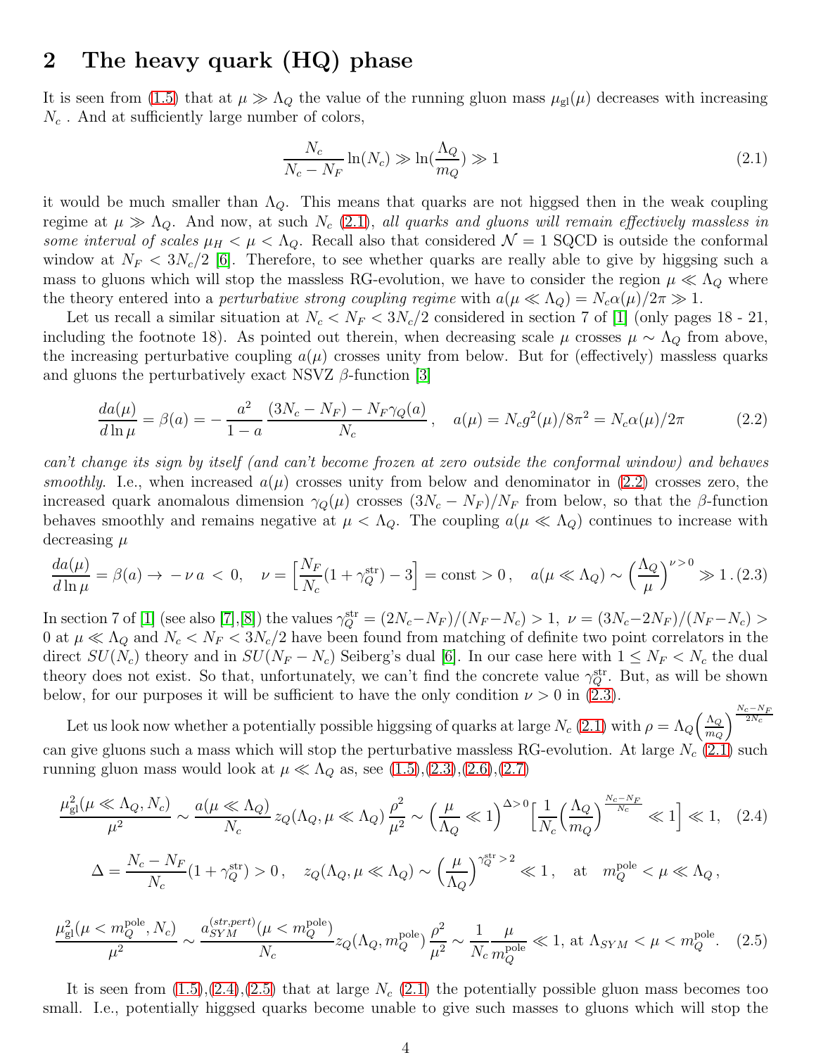## 2 The heavy quark (HQ) phase

It is seen from (1.5) that at $\mu \gg \Lambda_Q$ the value of the running gluon mass $\mu_{\rm gl}(\mu)$ decreases with increasing $N_c$. And at sufficiently large number of colors,

$$\frac{N_c}{N_c - N_F}\ln(N_c) \gg \ln\Big(\frac{\Lambda_Q}{m_Q}\Big) \gg 1 \tag{2.1}$$

it would be much smaller than $\Lambda_Q$. This means that quarks are not higgsed then in the weak coupling regime at $\mu \gg \Lambda_Q$. And now, at such $N_c$ (2.1), *all quarks and gluons will remain effectively massless in some interval of scales* $\mu_H < \mu < \Lambda_Q$. Recall also that considered $\mathcal{N}=1$ SQCD is outside the conformal window at $N_F < 3N_c/2$ [6]. Therefore, to see whether quarks are really able to give by higgsing such a mass to gluons which will stop the massless RG-evolution, we have to consider the region $\mu \ll \Lambda_Q$ where the theory entered into a *perturbative strong coupling regime* with $a(\mu \ll \Lambda_Q) = N_c\alpha(\mu)/2\pi \gg 1$.

Let us recall a similar situation at $N_c < N_F < 3N_c/2$ considered in section 7 of [1] (only pages 18 - 21, including the footnote 18). As pointed out therein, when decreasing scale $\mu$ crosses $\mu \sim \Lambda_Q$ from above, the increasing perturbative coupling $a(\mu)$ crosses unity from below. But for (effectively) massless quarks and gluons the perturbatively exact NSVZ $\beta$-function [3]

$$\frac{da(\mu)}{d\ln\mu} = \beta(a) = -\,\frac{a^2}{1-a}\,\frac{(3N_c - N_F) - N_F\gamma_Q(a)}{N_c}\,, \quad a(\mu) = N_c g^2(\mu)/8\pi^2 = N_c\alpha(\mu)/2\pi \tag{2.2}$$

*can't change its sign by itself (and can't become frozen at zero outside the conformal window) and behaves smoothly*. I.e., when increased $a(\mu)$ crosses unity from below and denominator in (2.2) crosses zero, the increased quark anomalous dimension $\gamma_Q(\mu)$ crosses $(3N_c - N_F)/N_F$ from below, so that the $\beta$-function behaves smoothly and remains negative at $\mu < \Lambda_Q$. The coupling $a(\mu \ll \Lambda_Q)$ continues to increase with decreasing $\mu$

$$\frac{da(\mu)}{d\ln\mu} = \beta(a) \to -\,\nu\, a \,<\, 0, \quad \nu = \Big[\frac{N_F}{N_c}(1+\gamma_Q^{\rm str}) - 3\Big] = {\rm const} > 0\,, \quad a(\mu \ll \Lambda_Q) \sim \Big(\frac{\Lambda_Q}{\mu}\Big)^{\nu>0} \gg 1\,. \tag{2.3}$$

In section 7 of [1] (see also [7],[8]) the values $\gamma_Q^{\rm str} = (2N_c - N_F)/(N_F - N_c) > 1,\ \nu = (3N_c - 2N_F)/(N_F - N_c) > 0$ at $\mu \ll \Lambda_Q$ and $N_c < N_F < 3N_c/2$ have been found from matching of definite two point correlators in the direct $SU(N_c)$ theory and in $SU(N_F - N_c)$ Seiberg's dual [6]. In our case here with $1 \leq N_F < N_c$ the dual theory does not exist. So that, unfortunately, we can't find the concrete value $\gamma_Q^{\rm str}$. But, as will be shown below, for our purposes it will be sufficient to have the only condition $\nu > 0$ in (2.3).

Let us look now whether a potentially possible higgsing of quarks at large $N_c$ (2.1) with $\rho = \Lambda_Q\Big(\frac{\Lambda_Q}{m_Q}\Big)^{\frac{N_c - N_F}{2N_c}}$ can give gluons such a mass which will stop the perturbative massless RG-evolution. At large $N_c$ (2.1) such running gluon mass would look at $\mu \ll \Lambda_Q$ as, see (1.5),(2.3),(2.6),(2.7)

$$\frac{\mu^2_{\rm gl}(\mu \ll \Lambda_Q, N_c)}{\mu^2} \sim \frac{a(\mu \ll \Lambda_Q)}{N_c}\, z_Q(\Lambda_Q, \mu \ll \Lambda_Q)\,\frac{\rho^2}{\mu^2} \sim \Big(\frac{\mu}{\Lambda_Q} \ll 1\Big)^{\Delta>0}\Big[\frac{1}{N_c}\Big(\frac{\Lambda_Q}{m_Q}\Big)^{\frac{N_c-N_F}{N_c}} \ll 1\Big] \ll 1, \tag{2.4}$$

$$\Delta = \frac{N_c - N_F}{N_c}(1+\gamma_Q^{\rm str}) > 0\,, \quad z_Q(\Lambda_Q, \mu \ll \Lambda_Q) \sim \Big(\frac{\mu}{\Lambda_Q}\Big)^{\gamma_Q^{\rm str}>2} \ll 1\,, \quad {\rm at} \quad m_Q^{\rm pole} < \mu \ll \Lambda_Q\,,$$

$$\frac{\mu^2_{\rm gl}(\mu < m_Q^{\rm pole}, N_c)}{\mu^2} \sim \frac{a_{SYM}^{(str,pert)}(\mu < m_Q^{\rm pole})}{N_c} z_Q(\Lambda_Q, m_Q^{\rm pole})\,\frac{\rho^2}{\mu^2} \sim \frac{1}{N_c}\frac{\mu}{m_Q^{\rm pole}} \ll 1, \ {\rm at}\ \Lambda_{SYM} < \mu < m_Q^{\rm pole}. \tag{2.5}$$

It is seen from (1.5),(2.4),(2.5) that at large $N_c$ (2.1) the potentially possible gluon mass becomes too small. I.e., potentially higgsed quarks become unable to give such masses to gluons which will stop the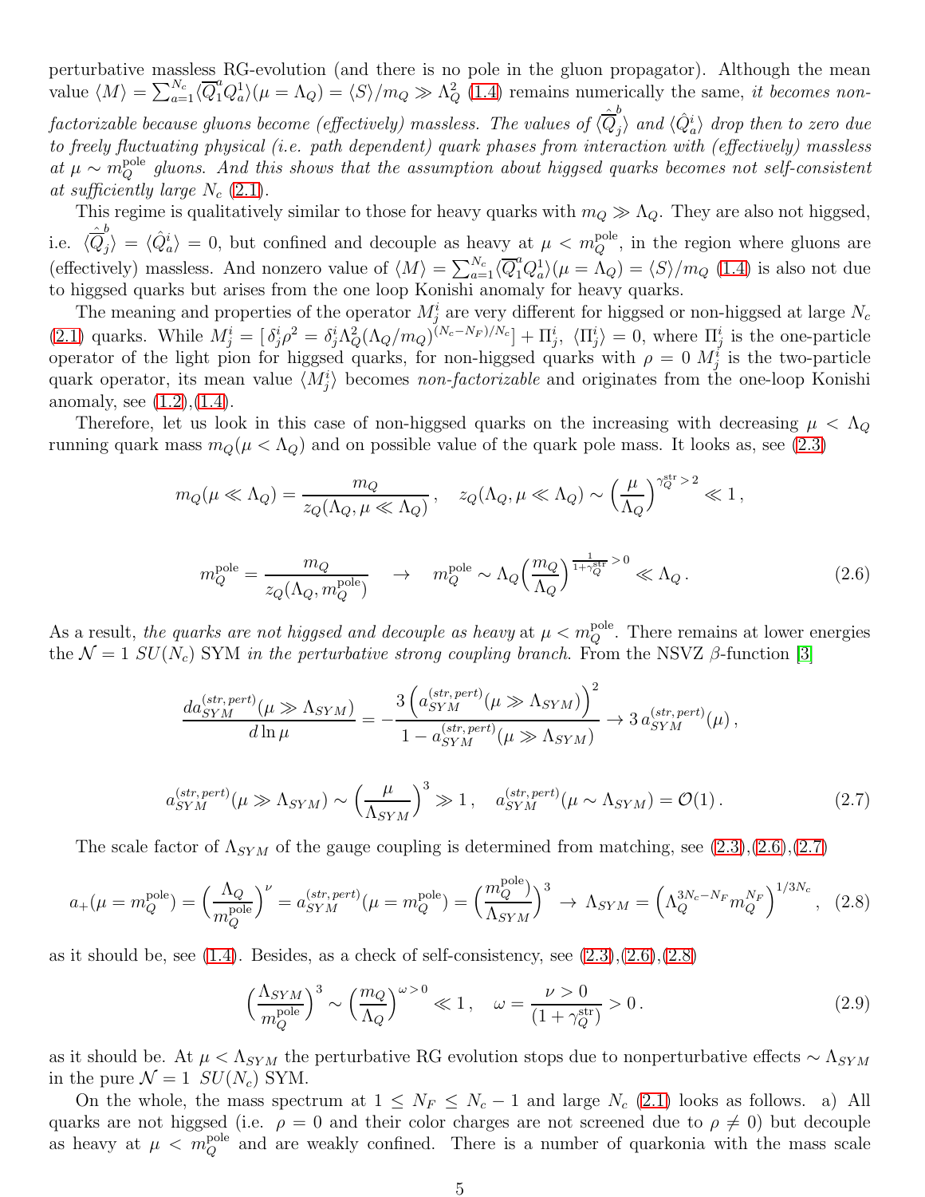perturbative massless RG-evolution (and there is no pole in the gluon propagator). Although the mean value $\langle M\rangle = \sum_{a=1}^{N_c}\langle \overline{Q}_1^a Q_a^1\rangle(\mu=\Lambda_Q) = \langle S\rangle/m_Q \gg \Lambda_Q^2$ (1.4) remains numerically the same, *it becomes non-factorizable because gluons become (effectively) massless. The values of $\langle \hat{\overline{Q}}_j^b\rangle$ and $\langle \hat{Q}_a^i\rangle$ drop then to zero due to freely fluctuating physical (i.e. path dependent) quark phases from interaction with (effectively) massless at $\mu \sim m_Q^{\rm pole}$ gluons. And this shows that the assumption about higgsed quarks becomes not self-consistent at sufficiently large $N_c$* (2.1).

This regime is qualitatively similar to those for heavy quarks with $m_Q \gg \Lambda_Q$. They are also not higgsed, i.e. $\langle \hat{\overline{Q}}_j^b\rangle = \langle \hat{Q}_a^i\rangle = 0$, but confined and decouple as heavy at $\mu < m_Q^{\rm pole}$, in the region where gluons are (effectively) massless. And nonzero value of $\langle M\rangle = \sum_{a=1}^{N_c}\langle \overline{Q}_1^a Q_a^1\rangle(\mu=\Lambda_Q) = \langle S\rangle/m_Q$ (1.4) is also not due to higgsed quarks but arises from the one loop Konishi anomaly for heavy quarks.

The meaning and properties of the operator $M_j^i$ are very different for higgsed or non-higgsed at large $N_c$ (2.1) quarks. While $M_j^i = [\,\delta_j^i\rho^2 = \delta_j^i\Lambda_Q^2(\Lambda_Q/m_Q)^{(N_c-N_F)/N_c}] + \Pi_j^i,\ \langle \Pi_j^i\rangle = 0$, where $\Pi_j^i$ is the one-particle operator of the light pion for higgsed quarks, for non-higgsed quarks with $\rho = 0$ $M_j^i$ is the two-particle quark operator, its mean value $\langle M_j^i\rangle$ becomes *non-factorizable* and originates from the one-loop Konishi anomaly, see (1.2),(1.4).

Therefore, let us look in this case of non-higgsed quarks on the increasing with decreasing $\mu < \Lambda_Q$ running quark mass $m_Q(\mu < \Lambda_Q)$ and on possible value of the quark pole mass. It looks as, see (2.3)

$$
m_Q(\mu \ll \Lambda_Q) = \frac{m_Q}{z_Q(\Lambda_Q, \mu \ll \Lambda_Q)}\,, \quad z_Q(\Lambda_Q, \mu \ll \Lambda_Q) \sim \Big(\frac{\mu}{\Lambda_Q}\Big)^{\gamma_Q^{\rm str} > 2} \ll 1\,,
$$

$$
m_Q^{\rm pole} = \frac{m_Q}{z_Q(\Lambda_Q, m_Q^{\rm pole})} \quad \to \quad m_Q^{\rm pole} \sim \Lambda_Q\Big(\frac{m_Q}{\Lambda_Q}\Big)^{\frac{1}{1+\gamma_Q^{\rm str}} > 0} \ll \Lambda_Q\,. \tag{2.6}
$$

As a result, *the quarks are not higgsed and decouple as heavy* at $\mu < m_Q^{\rm pole}$. There remains at lower energies the $\mathcal{N}=1$ $SU(N_c)$ SYM *in the perturbative strong coupling branch.* From the NSVZ $\beta$-function [3]

$$
\frac{d a_{SYM}^{(str,\,pert)}(\mu \gg \Lambda_{SYM})}{d\ln\mu} = -\frac{3\left(a_{SYM}^{(str,\,pert)}(\mu \gg \Lambda_{SYM})\right)^2}{1 - a_{SYM}^{(str,\,pert)}(\mu \gg \Lambda_{SYM})} \to 3\, a_{SYM}^{(str,\,pert)}(\mu)\,,
$$

$$
a_{SYM}^{(str,\,pert)}(\mu \gg \Lambda_{SYM}) \sim \Big(\frac{\mu}{\Lambda_{SYM}}\Big)^3 \gg 1\,, \quad a_{SYM}^{(str,\,pert)}(\mu \sim \Lambda_{SYM}) = \mathcal{O}(1)\,. \tag{2.7}
$$

The scale factor of $\Lambda_{SYM}$ of the gauge coupling is determined from matching, see (2.3),(2.6),(2.7)

$$
a_+(\mu = m_Q^{\rm pole}) = \Big(\frac{\Lambda_Q}{m_Q^{\rm pole}}\Big)^{\nu} = a_{SYM}^{(str,\,pert)}(\mu = m_Q^{\rm pole}) = \Big(\frac{m_Q^{\rm pole}}{\Lambda_{SYM}}\Big)^3 \to \Lambda_{SYM} = \Big(\Lambda_Q^{3N_c - N_F} m_Q^{N_F}\Big)^{1/3N_c}, \tag{2.8}
$$

as it should be, see (1.4). Besides, as a check of self-consistency, see (2.3),(2.6),(2.8)

$$
\Big(\frac{\Lambda_{SYM}}{m_Q^{\rm pole}}\Big)^3 \sim \Big(\frac{m_Q}{\Lambda_Q}\Big)^{\omega > 0} \ll 1\,, \quad \omega = \frac{\nu > 0}{(1+\gamma_Q^{\rm str})} > 0\,. \tag{2.9}
$$

as it should be. At $\mu < \Lambda_{SYM}$ the perturbative RG evolution stops due to nonperturbative effects $\sim \Lambda_{SYM}$ in the pure $\mathcal{N}=1$ $SU(N_c)$ SYM.

On the whole, the mass spectrum at $1 \leq N_F \leq N_c - 1$ and large $N_c$ (2.1) looks as follows. a) All quarks are not higgsed (i.e. $\rho = 0$ and their color charges are not screened due to $\rho \neq 0$) but decouple as heavy at $\mu < m_Q^{\rm pole}$ and are weakly confined. There is a number of quarkonia with the mass scale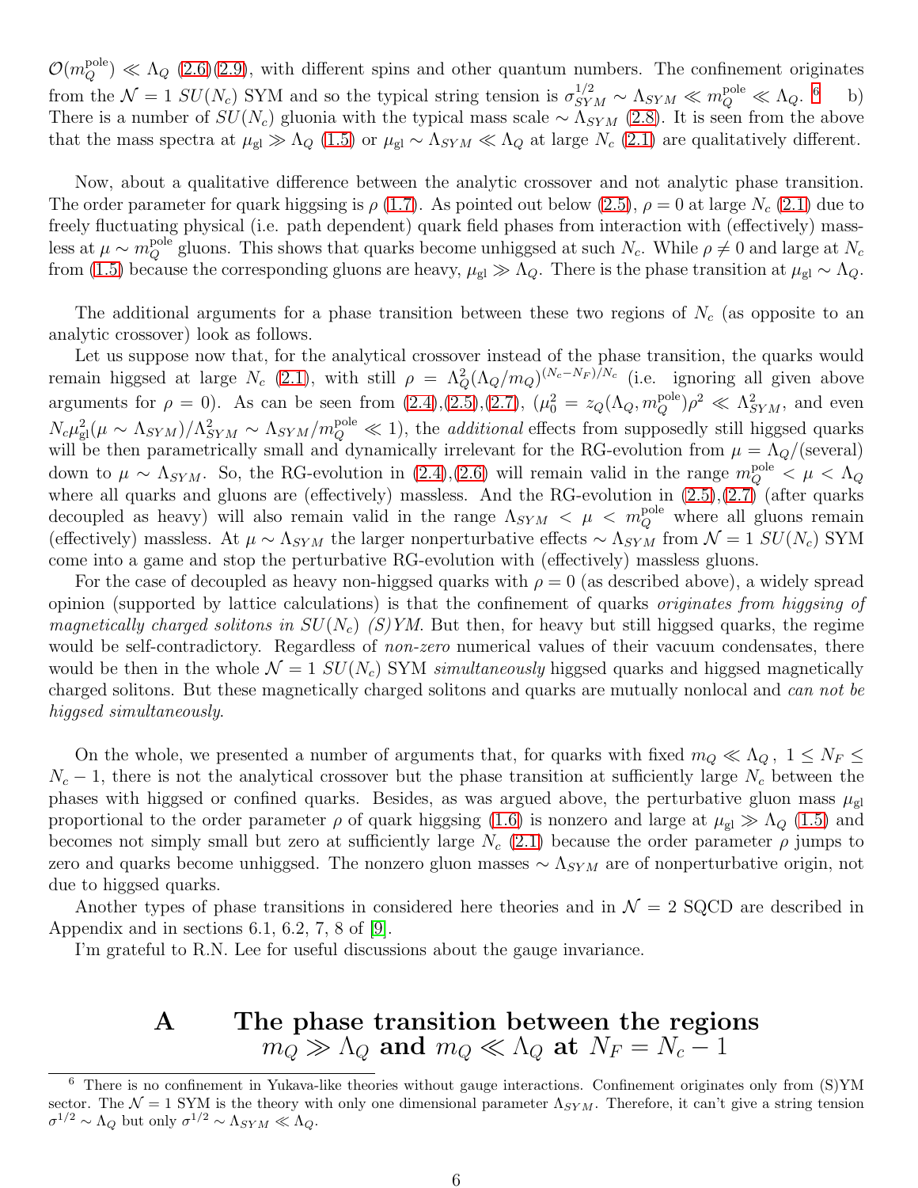$\mathcal{O}(m_Q^{\rm pole}) \ll \Lambda_Q$ (2.6),(2.9), with different spins and other quantum numbers. The confinement originates from the $\mathcal{N}=1$ $SU(N_c)$ SYM and so the typical string tension is $\sigma_{SYM}^{1/2} \sim \Lambda_{SYM} \ll m_Q^{\rm pole} \ll \Lambda_Q$. [6] b) There is a number of $SU(N_c)$ gluonia with the typical mass scale $\sim \Lambda_{SYM}$ (2.8). It is seen from the above that the mass spectra at $\mu_{\rm gl} \gg \Lambda_Q$ (1.5) or $\mu_{\rm gl} \sim \Lambda_{SYM} \ll \Lambda_Q$ at large $N_c$ (2.1) are qualitatively different.

Now, about a qualitative difference between the analytic crossover and not analytic phase transition. The order parameter for quark higgsing is $\rho$ (1.7). As pointed out below (2.5), $\rho = 0$ at large $N_c$ (2.1) due to freely fluctuating physical (i.e. path dependent) quark field phases from interaction with (effectively) massless at $\mu \sim m_Q^{\rm pole}$ gluons. This shows that quarks become unhiggsed at such $N_c$. While $\rho \neq 0$ and large at $N_c$ from (1.5) because the corresponding gluons are heavy, $\mu_{\rm gl} \gg \Lambda_Q$. There is the phase transition at $\mu_{\rm gl} \sim \Lambda_Q$.

The additional arguments for a phase transition between these two regions of $N_c$ (as opposite to an analytic crossover) look as follows.

Let us suppose now that, for the analytical crossover instead of the phase transition, the quarks would remain higgsed at large $N_c$ (2.1), with still $\rho = \Lambda_Q^2(\Lambda_Q/m_Q)^{(N_c-N_F)/N_c}$ (i.e. ignoring all given above arguments for $\rho = 0$). As can be seen from (2.4),(2.5),(2.7), ($\mu_0^2 = z_Q(\Lambda_Q, m_Q^{\rm pole})\rho^2 \ll \Lambda_{SYM}^2$, and even $N_c \mu_{\rm gl}^2(\mu \sim \Lambda_{SYM})/\Lambda_{SYM}^2 \sim \Lambda_{SYM}/m_Q^{\rm pole} \ll 1$), the *additional* effects from supposedly still higgsed quarks will be then parametrically small and dynamically irrelevant for the RG-evolution from $\mu = \Lambda_Q/(\text{several})$ down to $\mu \sim \Lambda_{SYM}$. So, the RG-evolution in (2.4),(2.6) will remain valid in the range $m_Q^{\rm pole} < \mu < \Lambda_Q$ where all quarks and gluons are (effectively) massless. And the RG-evolution in (2.5),(2.7) (after quarks decoupled as heavy) will also remain valid in the range $\Lambda_{SYM} < \mu < m_Q^{\rm pole}$ where all gluons remain (effectively) massless. At $\mu \sim \Lambda_{SYM}$ the larger nonperturbative effects $\sim \Lambda_{SYM}$ from $\mathcal{N}=1$ $SU(N_c)$ SYM come into a game and stop the perturbative RG-evolution with (effectively) massless gluons.

For the case of decoupled as heavy non-higgsed quarks with $\rho = 0$ (as described above), a widely spread opinion (supported by lattice calculations) is that the confinement of quarks *originates from higgsing of magnetically charged solitons in $SU(N_c)$ (S)YM*. But then, for heavy but still higgsed quarks, the regime would be self-contradictory. Regardless of *non-zero* numerical values of their vacuum condensates, there would be then in the whole $\mathcal{N}=1$ $SU(N_c)$ SYM *simultaneously* higgsed quarks and higgsed magnetically charged solitons. But these magnetically charged solitons and quarks are mutually nonlocal and *can not be higgsed simultaneously*.

On the whole, we presented a number of arguments that, for quarks with fixed $m_Q \ll \Lambda_Q$, $1 \leq N_F \leq N_c - 1$, there is not the analytical crossover but the phase transition at sufficiently large $N_c$ between the phases with higgsed or confined quarks. Besides, as was argued above, the perturbative gluon mass $\mu_{\rm gl}$ proportional to the order parameter $\rho$ of quark higgsing (1.6) is nonzero and large at $\mu_{\rm gl} \gg \Lambda_Q$ (1.5) and becomes not simply small but zero at sufficiently large $N_c$ (2.1) because the order parameter $\rho$ jumps to zero and quarks become unhiggsed. The nonzero gluon masses $\sim \Lambda_{SYM}$ are of nonperturbative origin, not due to higgsed quarks.

Another types of phase transitions in considered here theories and in $\mathcal{N}=2$ SQCD are described in Appendix and in sections 6.1, 6.2, 7, 8 of [9].

I'm grateful to R.N. Lee for useful discussions about the gauge invariance.

# A  The phase transition between the regions $m_Q \gg \Lambda_Q$ and $m_Q \ll \Lambda_Q$ at $N_F = N_c - 1$

[6] There is no confinement in Yukawa-like theories without gauge interactions. Confinement originates only from (S)YM sector. The $\mathcal{N}=1$ SYM is the theory with only one dimensional parameter $\Lambda_{SYM}$. Therefore, it can't give a string tension $\sigma^{1/2} \sim \Lambda_Q$ but only $\sigma^{1/2} \sim \Lambda_{SYM} \ll \Lambda_Q$.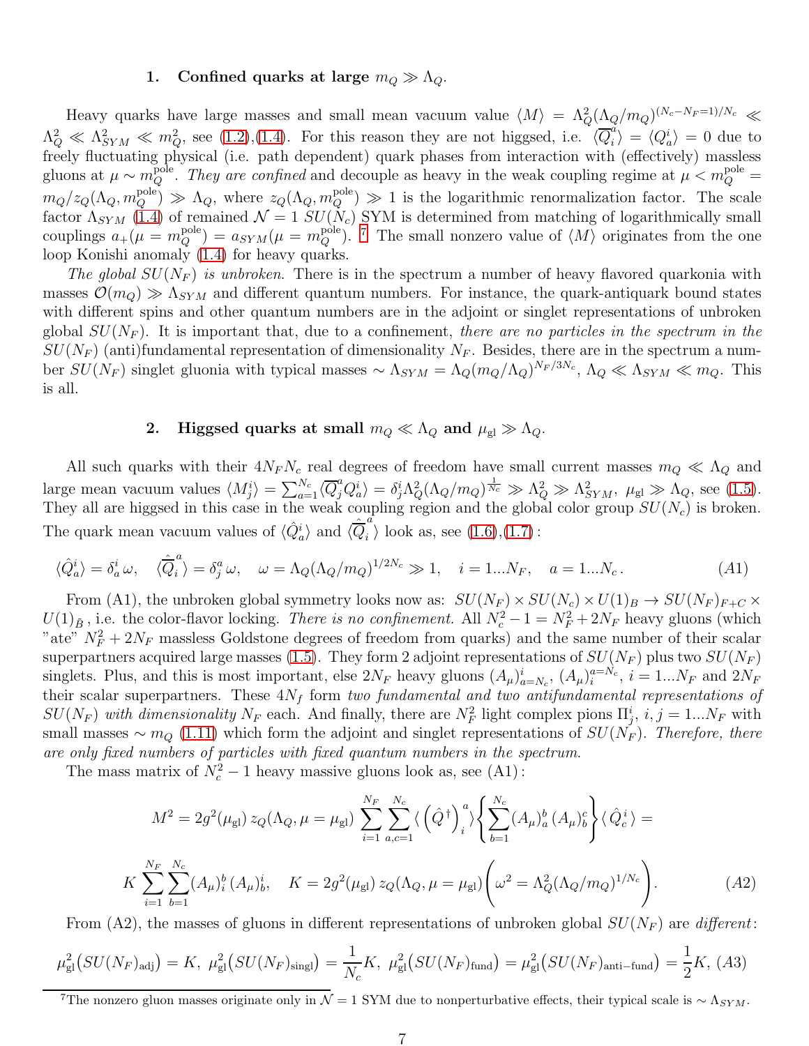## 1. Confined quarks at large $m_Q \gg \Lambda_Q$.

Heavy quarks have large masses and small mean vacuum value $\langle M\rangle = \Lambda_Q^2(\Lambda_Q/m_Q)^{(N_c-N_F=1)/N_c} \ll \Lambda_Q^2 \ll \Lambda_{SYM}^2 \ll m_Q^2$, see (1.2),(1.4). For this reason they are not higgsed, i.e. $\langle\overline{Q}^a_i\rangle = \langle Q^i_a\rangle = 0$ due to freely fluctuating physical (i.e. path dependent) quark phases from interaction with (effectively) massless gluons at $\mu \sim m_Q^{\rm pole}$. *They are confined* and decouple as heavy in the weak coupling regime at $\mu < m_Q^{\rm pole} = m_Q/z_Q(\Lambda_Q, m_Q^{\rm pole}) \gg \Lambda_Q$, where $z_Q(\Lambda_Q, m_Q^{\rm pole}) \gg 1$ is the logarithmic renormalization factor. The scale factor $\Lambda_{SYM}$ (1.4) of remained $\mathcal{N}=1$ $SU(N_c)$ SYM is determined from matching of logarithmically small couplings $a_+(\mu = m_Q^{\rm pole}) = a_{SYM}(\mu = m_Q^{\rm pole})$. [7] The small nonzero value of $\langle M\rangle$ originates from the one loop Konishi anomaly (1.4) for heavy quarks.

*The global $SU(N_F)$ is unbroken.* There is in the spectrum a number of heavy flavored quarkonia with masses $\mathcal{O}(m_Q) \gg \Lambda_{SYM}$ and different quantum numbers. For instance, the quark-antiquark bound states with different spins and other quantum numbers are in the adjoint or singlet representations of unbroken global $SU(N_F)$. It is important that, due to a confinement, *there are no particles in the spectrum in the* $SU(N_F)$ (anti)fundamental representation of dimensionality $N_F$. Besides, there are in the spectrum a number $SU(N_F)$ singlet gluonia with typical masses $\sim \Lambda_{SYM} = \Lambda_Q(m_Q/\Lambda_Q)^{N_F/3N_c}$, $\Lambda_Q \ll \Lambda_{SYM} \ll m_Q$. This is all.

## 2. Higgsed quarks at small $m_Q \ll \Lambda_Q$ and $\mu_{\rm gl} \gg \Lambda_Q$.

All such quarks with their $4N_F N_c$ real degrees of freedom have small current masses $m_Q \ll \Lambda_Q$ and large mean vacuum values $\langle M^i_j\rangle = \sum_{a=1}^{N_c}\langle\overline{Q}^a_j Q^i_a\rangle = \delta^i_j \Lambda_Q^2(\Lambda_Q/m_Q)^{\frac{1}{N_c}} \gg \Lambda_Q^2 \gg \Lambda_{SYM}^2$, $\mu_{\rm gl} \gg \Lambda_Q$, see (1.5). They all are higgsed in this case in the weak coupling region and the global color group $SU(N_c)$ is broken. The quark mean vacuum values of $\langle\hat{Q}^i_a\rangle$ and $\langle\hat{\overline{Q}}{}^a_i\rangle$ look as, see (1.6),(1.7):

$$\langle\hat{Q}^i_a\rangle = \delta^i_a\,\omega, \quad \langle\hat{\overline{Q}}{}^a_i\rangle = \delta^a_j\,\omega, \quad \omega = \Lambda_Q(\Lambda_Q/m_Q)^{1/2N_c} \gg 1, \quad i = 1...N_F, \quad a = 1...N_c\,. \tag{A1}$$

From (A1), the unbroken global symmetry looks now as: $SU(N_F)\times SU(N_c)\times U(1)_B \to SU(N_F)_{F+C}\times U(1)_{\tilde{B}}$, i.e. the color-flavor locking. *There is no confinement.* All $N_c^2-1 = N_F^2+2N_F$ heavy gluons (which "ate" $N_F^2+2N_F$ massless Goldstone degrees of freedom from quarks) and the same number of their scalar superpartners acquired large masses (1.5). They form 2 adjoint representations of $SU(N_F)$ plus two $SU(N_F)$ singlets. Plus, and this is most important, else $2N_F$ heavy gluons $(A_\mu)^i_{a=N_c}$, $(A_\mu)^{a=N_c}_i$, $i = 1...N_F$ and $2N_F$ their scalar superpartners. These $4N_f$ form *two fundamental and two antifundamental representations of $SU(N_F)$ with dimensionality $N_F$ each.* And finally, there are $N_F^2$ light complex pions $\Pi^i_j$, $i,j = 1...N_F$ with small masses $\sim m_Q$ (1.11) which form the adjoint and singlet representations of $SU(N_F)$. *Therefore, there are only fixed numbers of particles with fixed quantum numbers in the spectrum.*

The mass matrix of $N_c^2-1$ heavy massive gluons look as, see (A1):

$$M^2 = 2g^2(\mu_{\rm gl})\,z_Q(\Lambda_Q, \mu = \mu_{\rm gl})\sum_{i=1}^{N_F}\sum_{a,c=1}^{N_c}\langle\left(\hat{Q}^\dagger\right)^a_i\rangle\left\{\sum_{b=1}^{N_c}(A_\mu)^b_a\,(A_\mu)^c_b\right\}\langle\hat{Q}^i_c\rangle =$$

$$K\sum_{i=1}^{N_F}\sum_{b=1}^{N_c}(A_\mu)^b_i\,(A_\mu)^i_b, \quad K = 2g^2(\mu_{\rm gl})\,z_Q(\Lambda_Q, \mu = \mu_{\rm gl})\left(\omega^2 = \Lambda_Q^2(\Lambda_Q/m_Q)^{1/N_c}\right). \tag{A2}$$

From (A2), the masses of gluons in different representations of unbroken global $SU(N_F)$ are *different*:

$$\mu^2_{\rm gl}\big(SU(N_F)_{\rm adj}\big) = K,\ \mu^2_{\rm gl}\big(SU(N_F)_{\rm singl}\big) = \frac{1}{N_c}K,\ \mu^2_{\rm gl}\big(SU(N_F)_{\rm fund}\big) = \mu^2_{\rm gl}\big(SU(N_F)_{\rm anti-fund}\big) = \frac{1}{2}K, \tag{A3}$$

[7] The nonzero gluon masses originate only in $\mathcal{N}=1$ SYM due to nonperturbative effects, their typical scale is $\sim \Lambda_{SYM}$.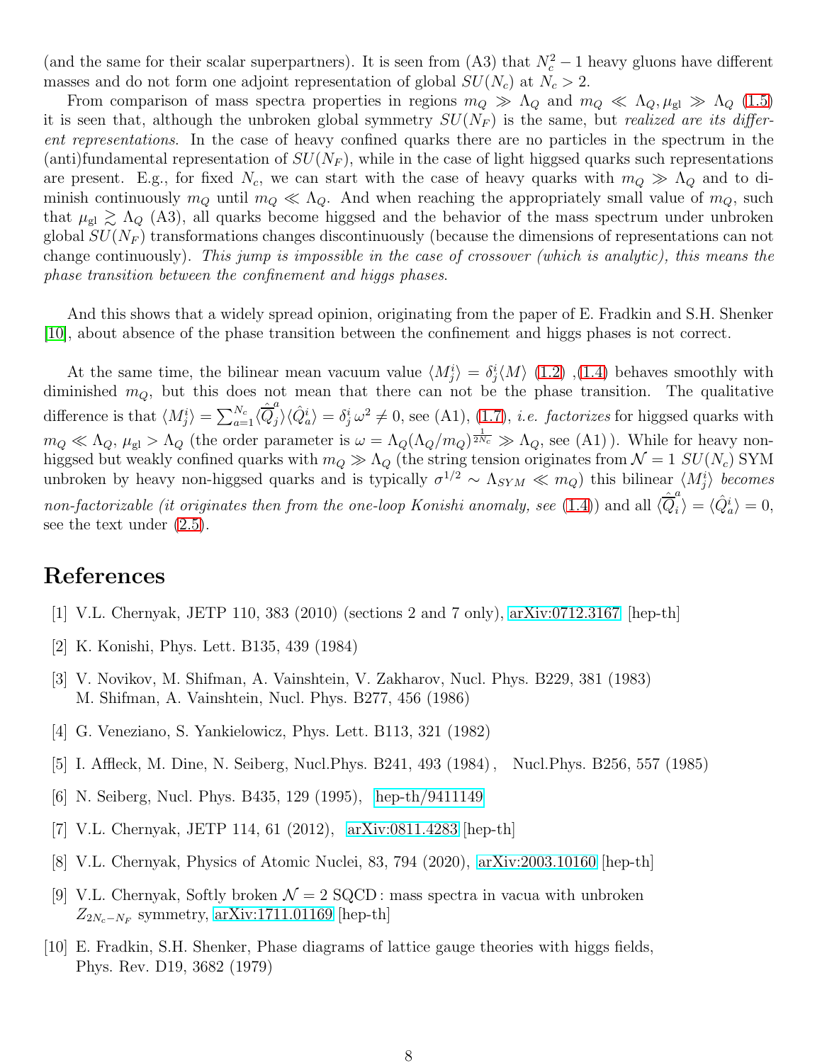(and the same for their scalar superpartners). It is seen from (A3) that $N_c^2-1$ heavy gluons have different masses and do not form one adjoint representation of global $SU(N_c)$ at $N_c>2$.

From comparison of mass spectra properties in regions $m_Q \gg \Lambda_Q$ and $m_Q \ll \Lambda_Q, \mu_{\rm gl} \gg \Lambda_Q$ (1.5) it is seen that, although the unbroken global symmetry $SU(N_F)$ is the same, but *realized are its different representations*. In the case of heavy confined quarks there are no particles in the spectrum in the (anti)fundamental representation of $SU(N_F)$, while in the case of light higgsed quarks such representations are present. E.g., for fixed $N_c$, we can start with the case of heavy quarks with $m_Q \gg \Lambda_Q$ and to diminish continuously $m_Q$ until $m_Q \ll \Lambda_Q$. And when reaching the appropriately small value of $m_Q$, such that $\mu_{\rm gl} \gtrsim \Lambda_Q$ (A3), all quarks become higgsed and the behavior of the mass spectrum under unbroken global $SU(N_F)$ transformations changes discontinuously (because the dimensions of representations can not change continuously). *This jump is impossible in the case of crossover (which is analytic), this means the phase transition between the confinement and higgs phases*.

And this shows that a widely spread opinion, originating from the paper of E. Fradkin and S.H. Shenker [10], about absence of the phase transition between the confinement and higgs phases is not correct.

At the same time, the bilinear mean vacuum value $\langle M^i_j\rangle = \delta^i_j \langle M\rangle$ (1.2) ,(1.4) behaves smoothly with diminished $m_Q$, but this does not mean that there can not be the phase transition. The qualitative difference is that $\langle M^i_j\rangle = \sum_{a=1}^{N_c}\langle \hat{\overline{Q}}{}_j^a\rangle\langle \hat{Q}^i_a\rangle = \delta^i_j\,\omega^2 \neq 0$, see (A1), (1.7), *i.e. factorizes* for higgsed quarks with $m_Q \ll \Lambda_Q$, $\mu_{\rm gl} > \Lambda_Q$ (the order parameter is $\omega = \Lambda_Q(\Lambda_Q/m_Q)^{\frac{1}{2N_c}} \gg \Lambda_Q$, see (A1) ). While for heavy non-higgsed but weakly confined quarks with $m_Q \gg \Lambda_Q$ (the string tension originates from $\mathcal{N}=1$ $SU(N_c)$ SYM unbroken by heavy non-higgsed quarks and is typically $\sigma^{1/2} \sim \Lambda_{SYM} \ll m_Q$) this bilinear $\langle M^i_j\rangle$ *becomes non-factorizable (it originates then from the one-loop Konishi anomaly, see* (1.4)) and all $\langle \hat{\overline{Q}}{}_i^a\rangle = \langle \hat{Q}^i_a\rangle = 0$, see the text under (2.5).

# References

[1] V.L. Chernyak, JETP 110, 383 (2010) (sections 2 and 7 only), arXiv:0712.3167 [hep-th]

[2] K. Konishi, Phys. Lett. B135, 439 (1984)

[3] V. Novikov, M. Shifman, A. Vainshtein, V. Zakharov, Nucl. Phys. B229, 381 (1983)
M. Shifman, A. Vainshtein, Nucl. Phys. B277, 456 (1986)

[4] G. Veneziano, S. Yankielowicz, Phys. Lett. B113, 321 (1982)

[5] I. Affleck, M. Dine, N. Seiberg, Nucl.Phys. B241, 493 (1984) , Nucl.Phys. B256, 557 (1985)

[6] N. Seiberg, Nucl. Phys. B435, 129 (1995), hep-th/9411149

[7] V.L. Chernyak, JETP 114, 61 (2012), arXiv:0811.4283 [hep-th]

[8] V.L. Chernyak, Physics of Atomic Nuclei, 83, 794 (2020), arXiv:2003.10160 [hep-th]

[9] V.L. Chernyak, Softly broken $\mathcal{N}=2$ SQCD : mass spectra in vacua with unbroken $Z_{2N_c-N_F}$ symmetry, arXiv:1711.01169 [hep-th]

[10] E. Fradkin, S.H. Shenker, Phase diagrams of lattice gauge theories with higgs fields, Phys. Rev. D19, 3682 (1979)